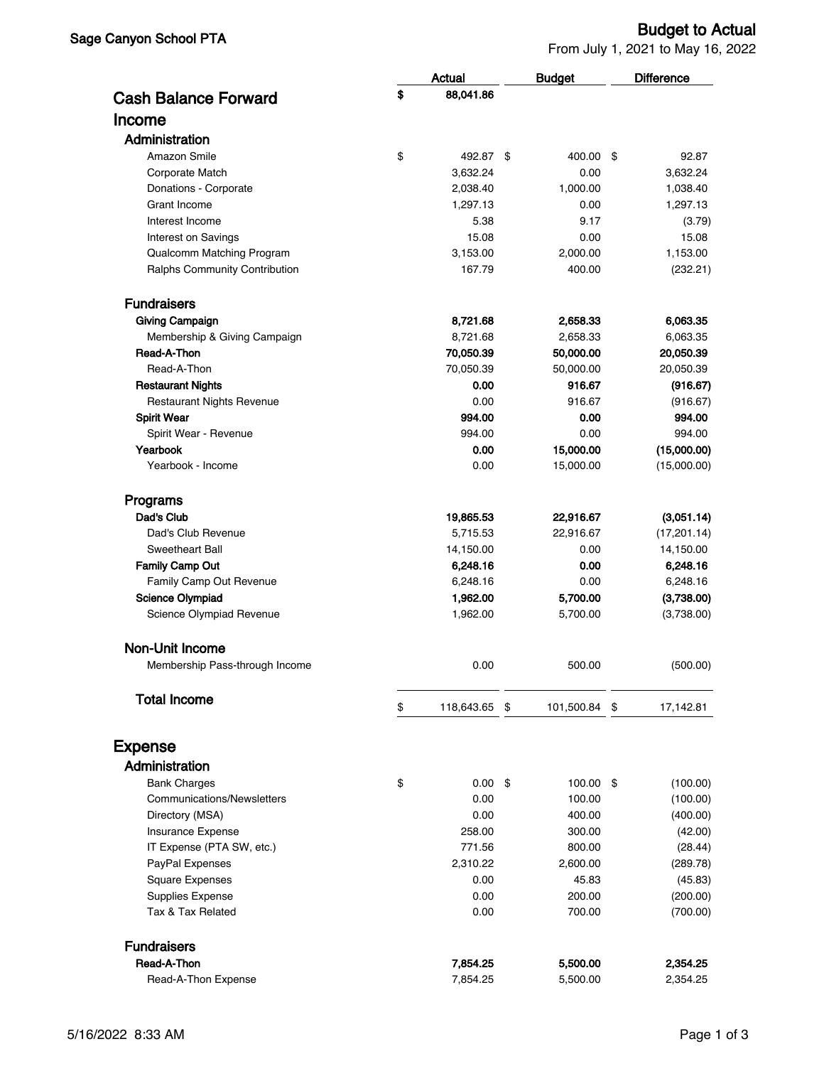Sage Canyon School PTA

# Budget to Actual

From July 1, 2021 to May 16, 2022

| | Actual | Budget | Difference |
|---|---|---|---|
| **Cash Balance Forward** | **$ 88,041.86** | | |
| **Income** | | | |
| **Administration** | | | |
| Amazon Smile | $ 492.87 | $ 400.00 | $ 92.87 |
| Corporate Match | 3,632.24 | 0.00 | 3,632.24 |
| Donations - Corporate | 2,038.40 | 1,000.00 | 1,038.40 |
| Grant Income | 1,297.13 | 0.00 | 1,297.13 |
| Interest Income | 5.38 | 9.17 | (3.79) |
| Interest on Savings | 15.08 | 0.00 | 15.08 |
| Qualcomm Matching Program | 3,153.00 | 2,000.00 | 1,153.00 |
| Ralphs Community Contribution | 167.79 | 400.00 | (232.21) |
| **Fundraisers** | | | |
| **Giving Campaign** | **8,721.68** | **2,658.33** | **6,063.35** |
| Membership & Giving Campaign | 8,721.68 | 2,658.33 | 6,063.35 |
| **Read-A-Thon** | **70,050.39** | **50,000.00** | **20,050.39** |
| Read-A-Thon | 70,050.39 | 50,000.00 | 20,050.39 |
| **Restaurant Nights** | **0.00** | **916.67** | **(916.67)** |
| Restaurant Nights Revenue | 0.00 | 916.67 | (916.67) |
| **Spirit Wear** | **994.00** | **0.00** | **994.00** |
| Spirit Wear - Revenue | 994.00 | 0.00 | 994.00 |
| **Yearbook** | **0.00** | **15,000.00** | **(15,000.00)** |
| Yearbook - Income | 0.00 | 15,000.00 | (15,000.00) |
| **Programs** | | | |
| **Dad's Club** | **19,865.53** | **22,916.67** | **(3,051.14)** |
| Dad's Club Revenue | 5,715.53 | 22,916.67 | (17,201.14) |
| Sweetheart Ball | 14,150.00 | 0.00 | 14,150.00 |
| **Family Camp Out** | **6,248.16** | **0.00** | **6,248.16** |
| Family Camp Out Revenue | 6,248.16 | 0.00 | 6,248.16 |
| **Science Olympiad** | **1,962.00** | **5,700.00** | **(3,738.00)** |
| Science Olympiad Revenue | 1,962.00 | 5,700.00 | (3,738.00) |
| **Non-Unit Income** | | | |
| Membership Pass-through Income | 0.00 | 500.00 | (500.00) |
| **Total Income** | $ 118,643.65 | $ 101,500.84 | $ 17,142.81 |
| **Expense** | | | |
| **Administration** | | | |
| Bank Charges | $ 0.00 | $ 100.00 | $ (100.00) |
| Communications/Newsletters | 0.00 | 100.00 | (100.00) |
| Directory (MSA) | 0.00 | 400.00 | (400.00) |
| Insurance Expense | 258.00 | 300.00 | (42.00) |
| IT Expense (PTA SW, etc.) | 771.56 | 800.00 | (28.44) |
| PayPal Expenses | 2,310.22 | 2,600.00 | (289.78) |
| Square Expenses | 0.00 | 45.83 | (45.83) |
| Supplies Expense | 0.00 | 200.00 | (200.00) |
| Tax & Tax Related | 0.00 | 700.00 | (700.00) |
| **Fundraisers** | | | |
| **Read-A-Thon** | **7,854.25** | **5,500.00** | **2,354.25** |
| Read-A-Thon Expense | 7,854.25 | 5,500.00 | 2,354.25 |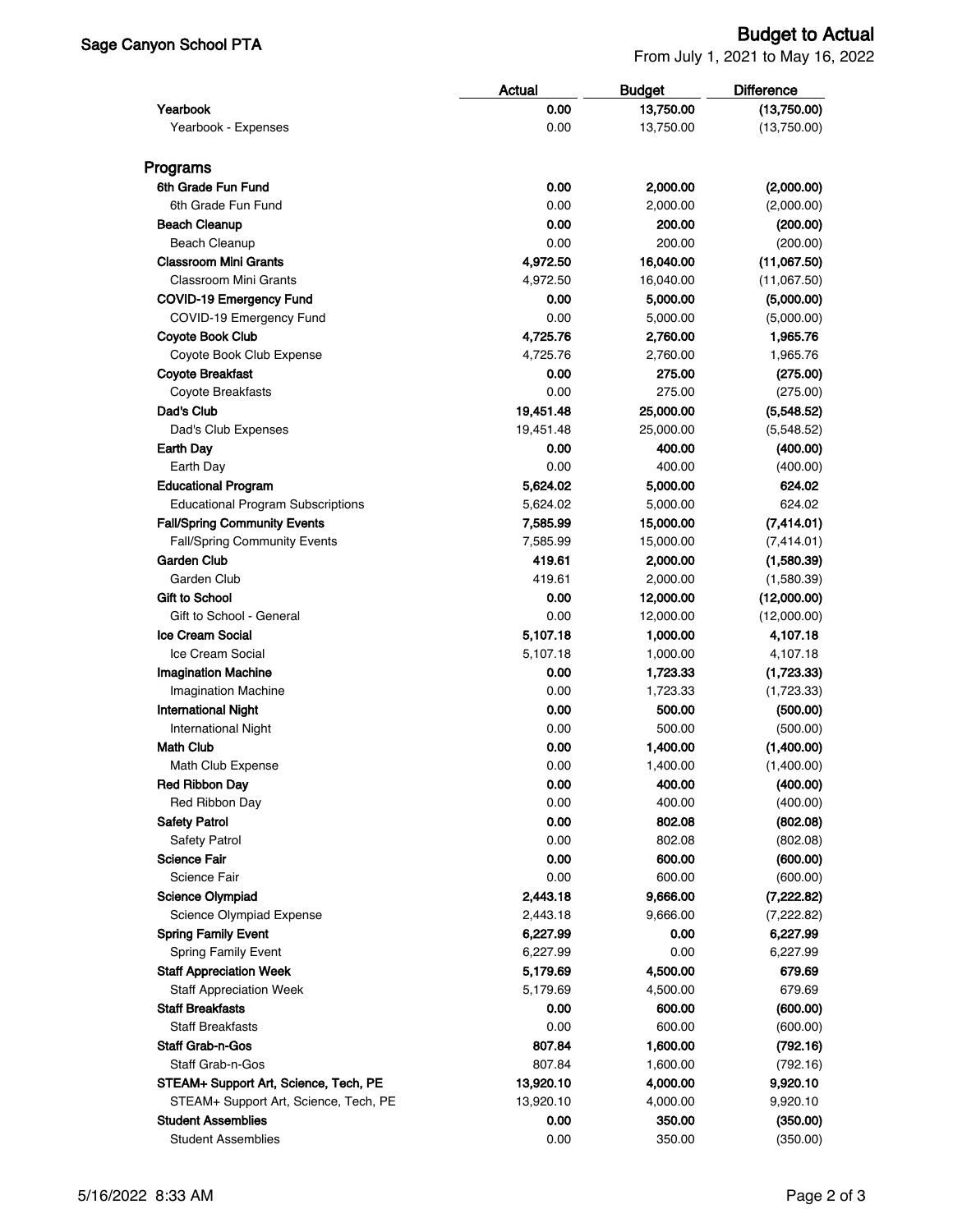## Sage Canyon School PTA

## Budget to Actual

From July 1, 2021 to May 16, 2022

| | Actual | Budget | Difference |
|---|---|---|---|
| **Yearbook** | **0.00** | **13,750.00** | **(13,750.00)** |
| Yearbook - Expenses | 0.00 | 13,750.00 | (13,750.00) |
| | | | |
| **Programs** | | | |
| **6th Grade Fun Fund** | **0.00** | **2,000.00** | **(2,000.00)** |
| 6th Grade Fun Fund | 0.00 | 2,000.00 | (2,000.00) |
| **Beach Cleanup** | **0.00** | **200.00** | **(200.00)** |
| Beach Cleanup | 0.00 | 200.00 | (200.00) |
| **Classroom Mini Grants** | **4,972.50** | **16,040.00** | **(11,067.50)** |
| Classroom Mini Grants | 4,972.50 | 16,040.00 | (11,067.50) |
| **COVID-19 Emergency Fund** | **0.00** | **5,000.00** | **(5,000.00)** |
| COVID-19 Emergency Fund | 0.00 | 5,000.00 | (5,000.00) |
| **Coyote Book Club** | **4,725.76** | **2,760.00** | **1,965.76** |
| Coyote Book Club Expense | 4,725.76 | 2,760.00 | 1,965.76 |
| **Coyote Breakfast** | **0.00** | **275.00** | **(275.00)** |
| Coyote Breakfasts | 0.00 | 275.00 | (275.00) |
| **Dad's Club** | **19,451.48** | **25,000.00** | **(5,548.52)** |
| Dad's Club Expenses | 19,451.48 | 25,000.00 | (5,548.52) |
| **Earth Day** | **0.00** | **400.00** | **(400.00)** |
| Earth Day | 0.00 | 400.00 | (400.00) |
| **Educational Program** | **5,624.02** | **5,000.00** | **624.02** |
| Educational Program Subscriptions | 5,624.02 | 5,000.00 | 624.02 |
| **Fall/Spring Community Events** | **7,585.99** | **15,000.00** | **(7,414.01)** |
| Fall/Spring Community Events | 7,585.99 | 15,000.00 | (7,414.01) |
| **Garden Club** | **419.61** | **2,000.00** | **(1,580.39)** |
| Garden Club | 419.61 | 2,000.00 | (1,580.39) |
| **Gift to School** | **0.00** | **12,000.00** | **(12,000.00)** |
| Gift to School - General | 0.00 | 12,000.00 | (12,000.00) |
| **Ice Cream Social** | **5,107.18** | **1,000.00** | **4,107.18** |
| Ice Cream Social | 5,107.18 | 1,000.00 | 4,107.18 |
| **Imagination Machine** | **0.00** | **1,723.33** | **(1,723.33)** |
| Imagination Machine | 0.00 | 1,723.33 | (1,723.33) |
| **International Night** | **0.00** | **500.00** | **(500.00)** |
| International Night | 0.00 | 500.00 | (500.00) |
| **Math Club** | **0.00** | **1,400.00** | **(1,400.00)** |
| Math Club Expense | 0.00 | 1,400.00 | (1,400.00) |
| **Red Ribbon Day** | **0.00** | **400.00** | **(400.00)** |
| Red Ribbon Day | 0.00 | 400.00 | (400.00) |
| **Safety Patrol** | **0.00** | **802.08** | **(802.08)** |
| Safety Patrol | 0.00 | 802.08 | (802.08) |
| **Science Fair** | **0.00** | **600.00** | **(600.00)** |
| Science Fair | 0.00 | 600.00 | (600.00) |
| **Science Olympiad** | **2,443.18** | **9,666.00** | **(7,222.82)** |
| Science Olympiad Expense | 2,443.18 | 9,666.00 | (7,222.82) |
| **Spring Family Event** | **6,227.99** | **0.00** | **6,227.99** |
| Spring Family Event | 6,227.99 | 0.00 | 6,227.99 |
| **Staff Appreciation Week** | **5,179.69** | **4,500.00** | **679.69** |
| Staff Appreciation Week | 5,179.69 | 4,500.00 | 679.69 |
| **Staff Breakfasts** | **0.00** | **600.00** | **(600.00)** |
| Staff Breakfasts | 0.00 | 600.00 | (600.00) |
| **Staff Grab-n-Gos** | **807.84** | **1,600.00** | **(792.16)** |
| Staff Grab-n-Gos | 807.84 | 1,600.00 | (792.16) |
| **STEAM+ Support Art, Science, Tech, PE** | **13,920.10** | **4,000.00** | **9,920.10** |
| STEAM+ Support Art, Science, Tech, PE | 13,920.10 | 4,000.00 | 9,920.10 |
| **Student Assemblies** | **0.00** | **350.00** | **(350.00)** |
| Student Assemblies | 0.00 | 350.00 | (350.00) |

5/16/2022 8:33 AM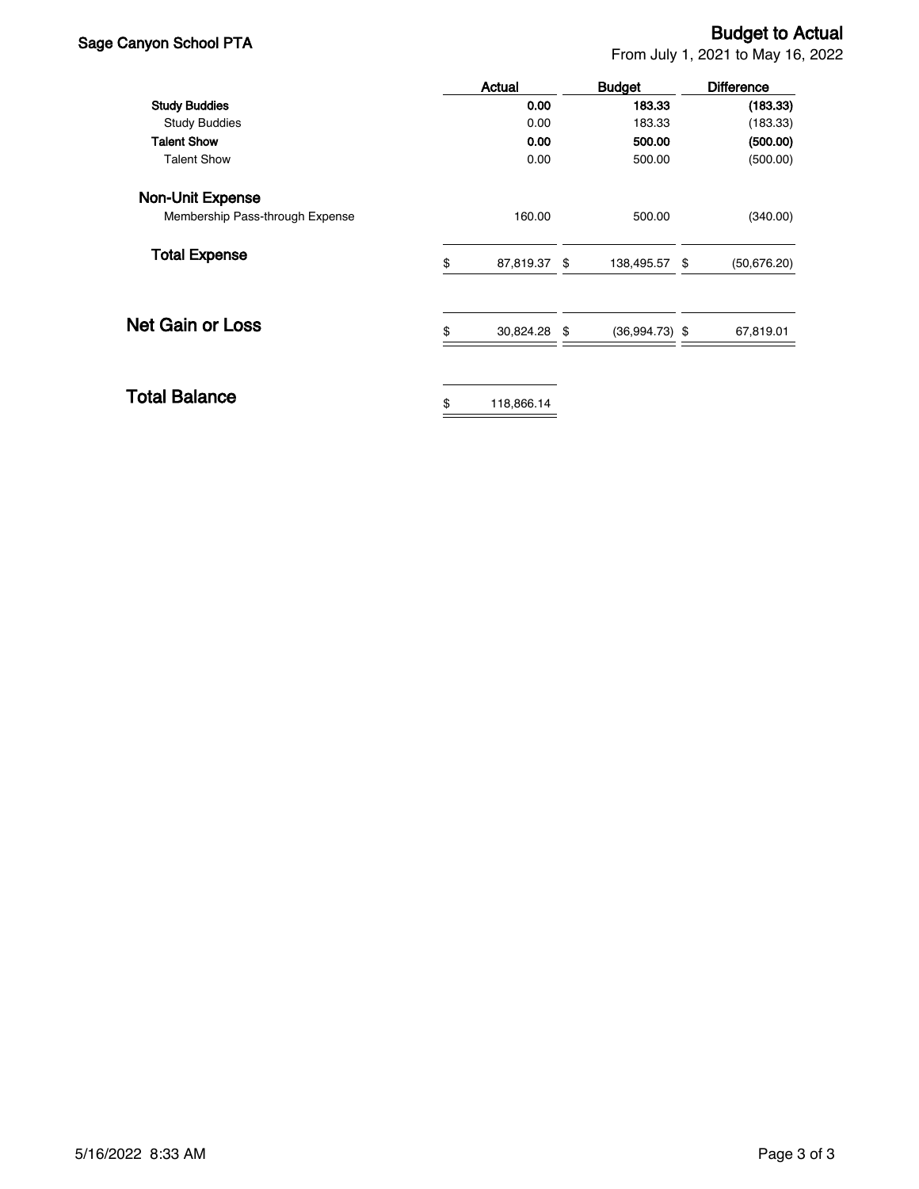| | Actual | Budget | Difference |
|---|---|---|---|
| **Study Buddies** | **0.00** | **183.33** | **(183.33)** |
| Study Buddies | 0.00 | 183.33 | (183.33) |
| **Talent Show** | **0.00** | **500.00** | **(500.00)** |
| Talent Show | 0.00 | 500.00 | (500.00) |
| **Non-Unit Expense** | | | |
| Membership Pass-through Expense | 160.00 | 500.00 | (340.00) |
| **Total Expense** | $ 87,819.37 | $ 138,495.57 | $ (50,676.20) |
| **Net Gain or Loss** | $ 30,824.28 | $ (36,994.73) | $ 67,819.01 |
| **Total Balance** | $ 118,866.14 | | |